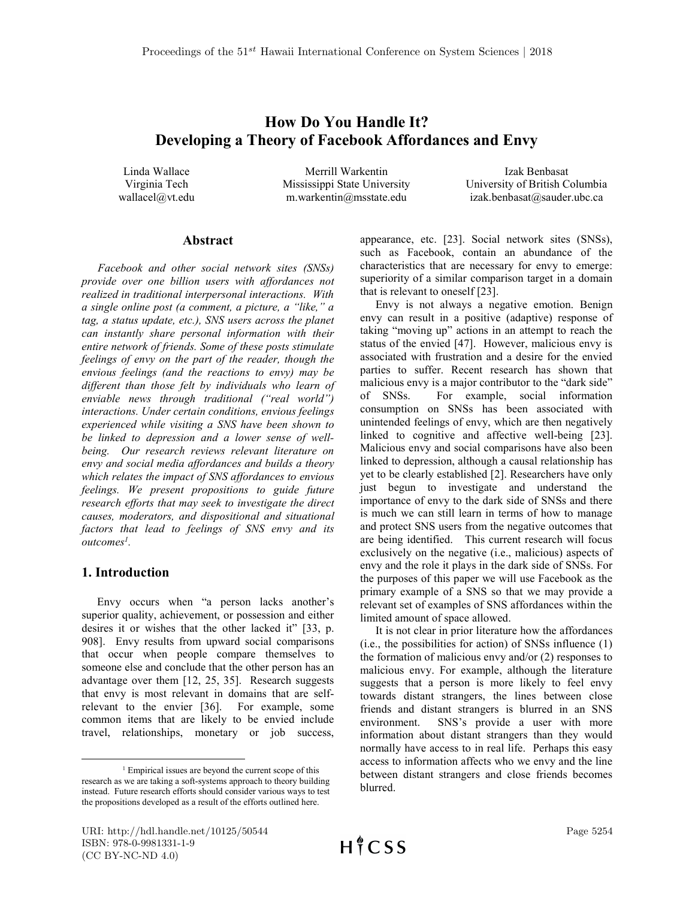# How Do You Handle It?
# Developing a Theory of Facebook Affordances and Envy

Linda Wallace
Virginia Tech
wallacel@vt.edu

Merrill Warkentin
Mississippi State University
m.warkentin@msstate.edu

Izak Benbasat
University of British Columbia
izak.benbasat@sauder.ubc.ca

## Abstract

*Facebook and other social network sites (SNSs) provide over one billion users with affordances not realized in traditional interpersonal interactions. With a single online post (a comment, a picture, a "like," a tag, a status update, etc.), SNS users across the planet can instantly share personal information with their entire network of friends. Some of these posts stimulate feelings of envy on the part of the reader, though the envious feelings (and the reactions to envy) may be different than those felt by individuals who learn of enviable news through traditional ("real world") interactions. Under certain conditions, envious feelings experienced while visiting a SNS have been shown to be linked to depression and a lower sense of well-being. Our research reviews relevant literature on envy and social media affordances and builds a theory which relates the impact of SNS affordances to envious feelings. We present propositions to guide future research efforts that may seek to investigate the direct causes, moderators, and dispositional and situational factors that lead to feelings of SNS envy and its outcomes[1].*

## 1. Introduction

Envy occurs when "a person lacks another's superior quality, achievement, or possession and either desires it or wishes that the other lacked it" [33, p. 908]. Envy results from upward social comparisons that occur when people compare themselves to someone else and conclude that the other person has an advantage over them [12, 25, 35]. Research suggests that envy is most relevant in domains that are self-relevant to the envier [36]. For example, some common items that are likely to be envied include travel, relationships, monetary or job success, appearance, etc. [23]. Social network sites (SNSs), such as Facebook, contain an abundance of the characteristics that are necessary for envy to emerge: superiority of a similar comparison target in a domain that is relevant to oneself [23].

Envy is not always a negative emotion. Benign envy can result in a positive (adaptive) response of taking "moving up" actions in an attempt to reach the status of the envied [47]. However, malicious envy is associated with frustration and a desire for the envied parties to suffer. Recent research has shown that malicious envy is a major contributor to the "dark side" of SNSs. For example, social information consumption on SNSs has been associated with unintended feelings of envy, which are then negatively linked to cognitive and affective well-being [23]. Malicious envy and social comparisons have also been linked to depression, although a causal relationship has yet to be clearly established [2]. Researchers have only just begun to investigate and understand the importance of envy to the dark side of SNSs and there is much we can still learn in terms of how to manage and protect SNS users from the negative outcomes that are being identified. This current research will focus exclusively on the negative (i.e., malicious) aspects of envy and the role it plays in the dark side of SNSs. For the purposes of this paper we will use Facebook as the primary example of a SNS so that we may provide a relevant set of examples of SNS affordances within the limited amount of space allowed.

It is not clear in prior literature how the affordances (i.e., the possibilities for action) of SNSs influence (1) the formation of malicious envy and/or (2) responses to malicious envy. For example, although the literature suggests that a person is more likely to feel envy towards distant strangers, the lines between close friends and distant strangers is blurred in an SNS environment. SNS's provide a user with more information about distant strangers than they would normally have access to in real life. Perhaps this easy access to information affects who we envy and the line between distant strangers and close friends becomes blurred.

[1] Empirical issues are beyond the current scope of this research as we are taking a soft-systems approach to theory building instead. Future research efforts should consider various ways to test the propositions developed as a result of the efforts outlined here.

URI: http://hdl.handle.net/10125/50544
ISBN: 978-0-9981331-1-9
(CC BY-NC-ND 4.0)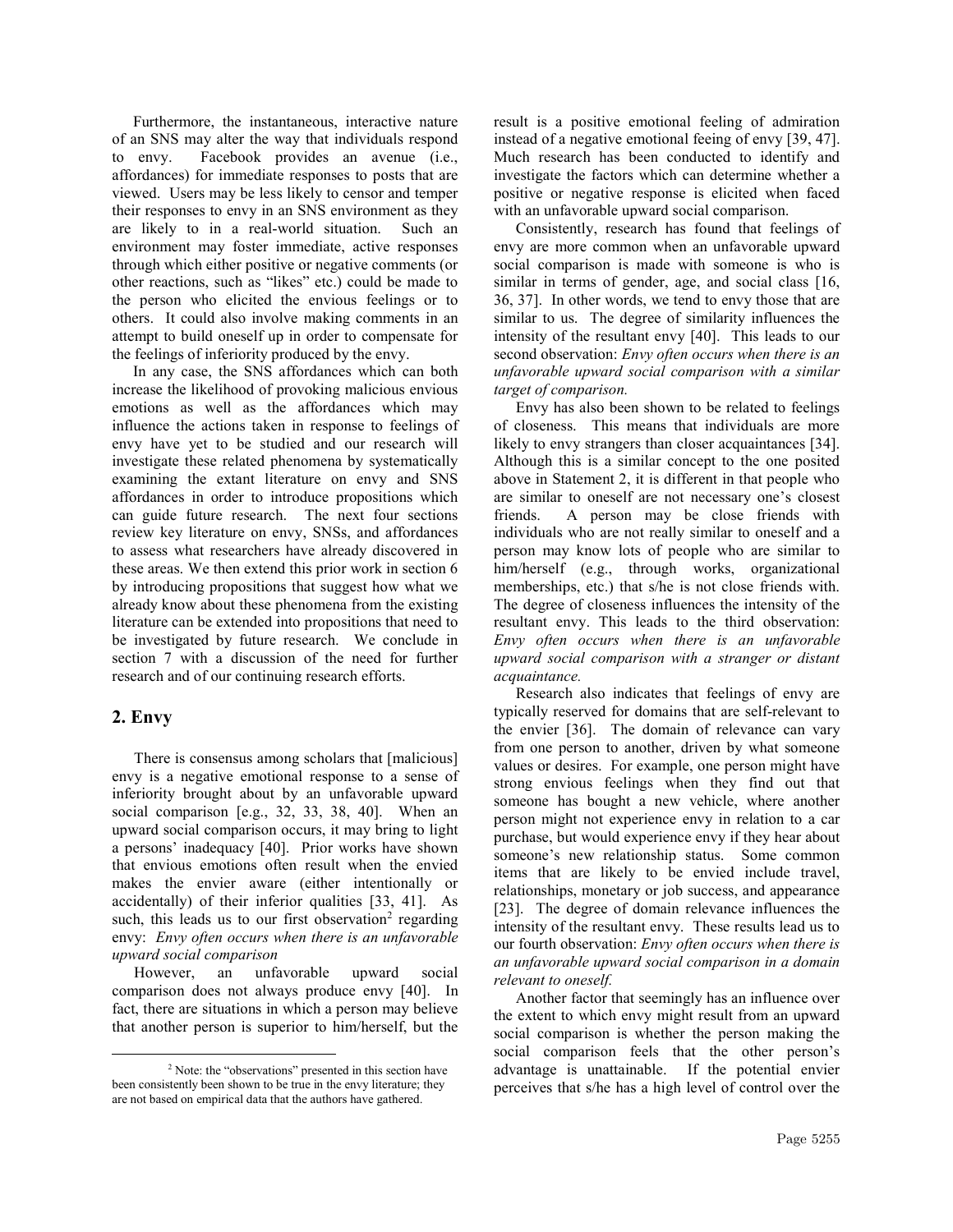Furthermore, the instantaneous, interactive nature of an SNS may alter the way that individuals respond to envy. Facebook provides an avenue (i.e., affordances) for immediate responses to posts that are viewed. Users may be less likely to censor and temper their responses to envy in an SNS environment as they are likely to in a real-world situation. Such an environment may foster immediate, active responses through which either positive or negative comments (or other reactions, such as "likes" etc.) could be made to the person who elicited the envious feelings or to others. It could also involve making comments in an attempt to build oneself up in order to compensate for the feelings of inferiority produced by the envy.

In any case, the SNS affordances which can both increase the likelihood of provoking malicious envious emotions as well as the affordances which may influence the actions taken in response to feelings of envy have yet to be studied and our research will investigate these related phenomena by systematically examining the extant literature on envy and SNS affordances in order to introduce propositions which can guide future research. The next four sections review key literature on envy, SNSs, and affordances to assess what researchers have already discovered in these areas. We then extend this prior work in section 6 by introducing propositions that suggest how what we already know about these phenomena from the existing literature can be extended into propositions that need to be investigated by future research. We conclude in section 7 with a discussion of the need for further research and of our continuing research efforts.

## 2. Envy

There is consensus among scholars that [malicious] envy is a negative emotional response to a sense of inferiority brought about by an unfavorable upward social comparison [e.g., 32, 33, 38, 40]. When an upward social comparison occurs, it may bring to light a persons' inadequacy [40]. Prior works have shown that envious emotions often result when the envied makes the envier aware (either intentionally or accidentally) of their inferior qualities [33, 41]. As such, this leads us to our first observation[2] regarding envy: *Envy often occurs when there is an unfavorable upward social comparison*

However, an unfavorable upward social comparison does not always produce envy [40]. In fact, there are situations in which a person may believe that another person is superior to him/herself, but the result is a positive emotional feeling of admiration instead of a negative emotional feeing of envy [39, 47]. Much research has been conducted to identify and investigate the factors which can determine whether a positive or negative response is elicited when faced with an unfavorable upward social comparison.

Consistently, research has found that feelings of envy are more common when an unfavorable upward social comparison is made with someone is who is similar in terms of gender, age, and social class [16, 36, 37]. In other words, we tend to envy those that are similar to us. The degree of similarity influences the intensity of the resultant envy [40]. This leads to our second observation: *Envy often occurs when there is an unfavorable upward social comparison with a similar target of comparison.*

Envy has also been shown to be related to feelings of closeness. This means that individuals are more likely to envy strangers than closer acquaintances [34]. Although this is a similar concept to the one posited above in Statement 2, it is different in that people who are similar to oneself are not necessary one's closest friends. A person may be close friends with individuals who are not really similar to oneself and a person may know lots of people who are similar to him/herself (e.g., through works, organizational memberships, etc.) that s/he is not close friends with. The degree of closeness influences the intensity of the resultant envy. This leads to the third observation: *Envy often occurs when there is an unfavorable upward social comparison with a stranger or distant acquaintance.*

Research also indicates that feelings of envy are typically reserved for domains that are self-relevant to the envier [36]. The domain of relevance can vary from one person to another, driven by what someone values or desires. For example, one person might have strong envious feelings when they find out that someone has bought a new vehicle, where another person might not experience envy in relation to a car purchase, but would experience envy if they hear about someone's new relationship status. Some common items that are likely to be envied include travel, relationships, monetary or job success, and appearance [23]. The degree of domain relevance influences the intensity of the resultant envy. These results lead us to our fourth observation: *Envy often occurs when there is an unfavorable upward social comparison in a domain relevant to oneself.*

Another factor that seemingly has an influence over the extent to which envy might result from an upward social comparison is whether the person making the social comparison feels that the other person's advantage is unattainable. If the potential envier perceives that s/he has a high level of control over the

[2] Note: the "observations" presented in this section have been consistently been shown to be true in the envy literature; they are not based on empirical data that the authors have gathered.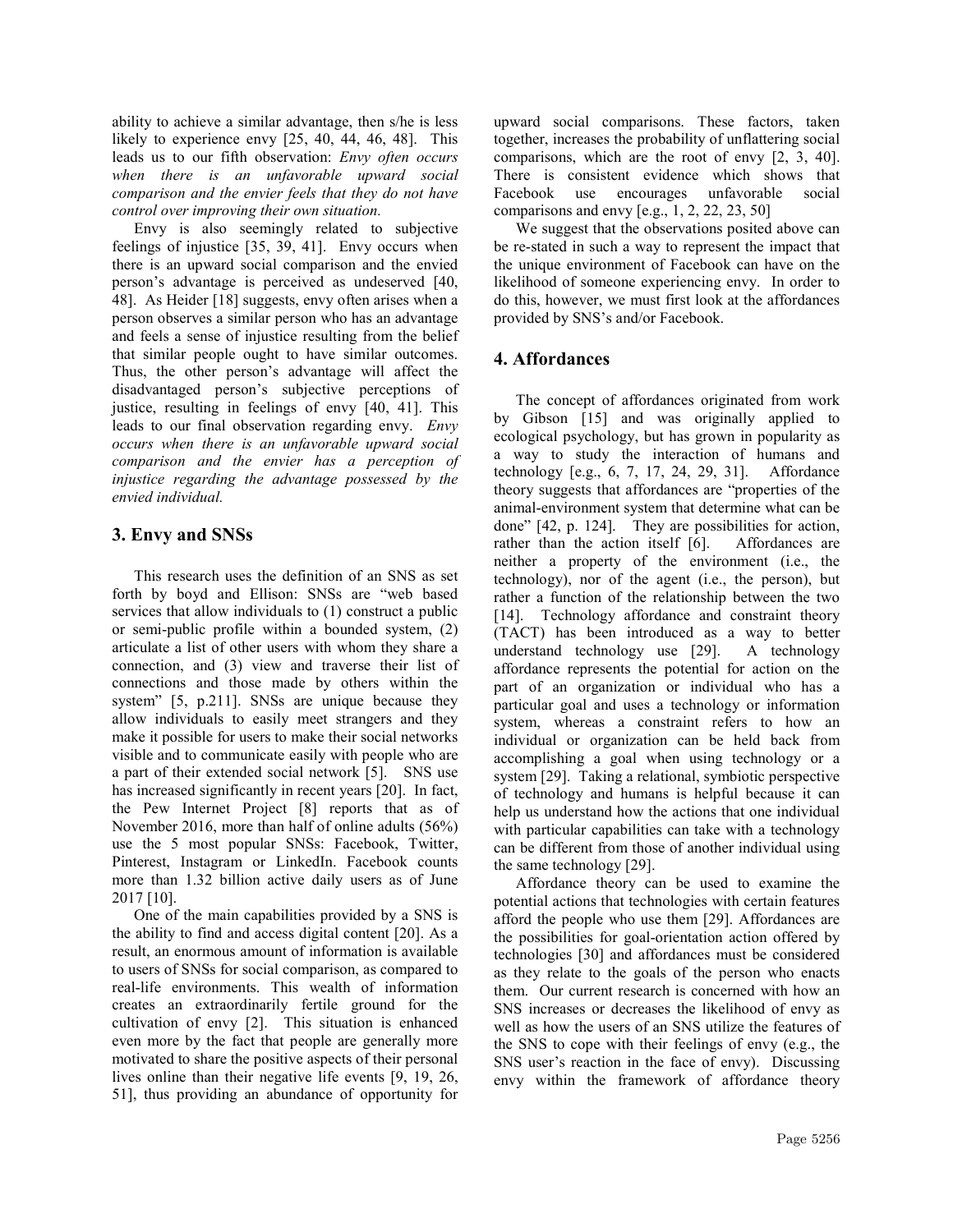ability to achieve a similar advantage, then s/he is less likely to experience envy [25, 40, 44, 46, 48]. This leads us to our fifth observation: *Envy often occurs when there is an unfavorable upward social comparison and the envier feels that they do not have control over improving their own situation.*

Envy is also seemingly related to subjective feelings of injustice [35, 39, 41]. Envy occurs when there is an upward social comparison and the envied person's advantage is perceived as undeserved [40, 48]. As Heider [18] suggests, envy often arises when a person observes a similar person who has an advantage and feels a sense of injustice resulting from the belief that similar people ought to have similar outcomes. Thus, the other person's advantage will affect the disadvantaged person's subjective perceptions of justice, resulting in feelings of envy [40, 41]. This leads to our final observation regarding envy. *Envy occurs when there is an unfavorable upward social comparison and the envier has a perception of injustice regarding the advantage possessed by the envied individual.*

## 3. Envy and SNSs

This research uses the definition of an SNS as set forth by boyd and Ellison: SNSs are "web based services that allow individuals to (1) construct a public or semi-public profile within a bounded system, (2) articulate a list of other users with whom they share a connection, and (3) view and traverse their list of connections and those made by others within the system" [5, p.211]. SNSs are unique because they allow individuals to easily meet strangers and they make it possible for users to make their social networks visible and to communicate easily with people who are a part of their extended social network [5]. SNS use has increased significantly in recent years [20]. In fact, the Pew Internet Project [8] reports that as of November 2016, more than half of online adults (56%) use the 5 most popular SNSs: Facebook, Twitter, Pinterest, Instagram or LinkedIn. Facebook counts more than 1.32 billion active daily users as of June 2017 [10].

One of the main capabilities provided by a SNS is the ability to find and access digital content [20]. As a result, an enormous amount of information is available to users of SNSs for social comparison, as compared to real-life environments. This wealth of information creates an extraordinarily fertile ground for the cultivation of envy [2]. This situation is enhanced even more by the fact that people are generally more motivated to share the positive aspects of their personal lives online than their negative life events [9, 19, 26, 51], thus providing an abundance of opportunity for upward social comparisons. These factors, taken together, increases the probability of unflattering social comparisons, which are the root of envy [2, 3, 40]. There is consistent evidence which shows that Facebook use encourages unfavorable social comparisons and envy [e.g., 1, 2, 22, 23, 50]

We suggest that the observations posited above can be re-stated in such a way to represent the impact that the unique environment of Facebook can have on the likelihood of someone experiencing envy. In order to do this, however, we must first look at the affordances provided by SNS's and/or Facebook.

## 4. Affordances

The concept of affordances originated from work by Gibson [15] and was originally applied to ecological psychology, but has grown in popularity as a way to study the interaction of humans and technology [e.g., 6, 7, 17, 24, 29, 31]. Affordance theory suggests that affordances are "properties of the animal-environment system that determine what can be done" [42, p. 124]. They are possibilities for action, rather than the action itself [6]. Affordances are neither a property of the environment (i.e., the technology), nor of the agent (i.e., the person), but rather a function of the relationship between the two [14]. Technology affordance and constraint theory (TACT) has been introduced as a way to better understand technology use [29]. A technology affordance represents the potential for action on the part of an organization or individual who has a particular goal and uses a technology or information system, whereas a constraint refers to how an individual or organization can be held back from accomplishing a goal when using technology or a system [29]. Taking a relational, symbiotic perspective of technology and humans is helpful because it can help us understand how the actions that one individual with particular capabilities can take with a technology can be different from those of another individual using the same technology [29].

Affordance theory can be used to examine the potential actions that technologies with certain features afford the people who use them [29]. Affordances are the possibilities for goal-orientation action offered by technologies [30] and affordances must be considered as they relate to the goals of the person who enacts them. Our current research is concerned with how an SNS increases or decreases the likelihood of envy as well as how the users of an SNS utilize the features of the SNS to cope with their feelings of envy (e.g., the SNS user's reaction in the face of envy). Discussing envy within the framework of affordance theory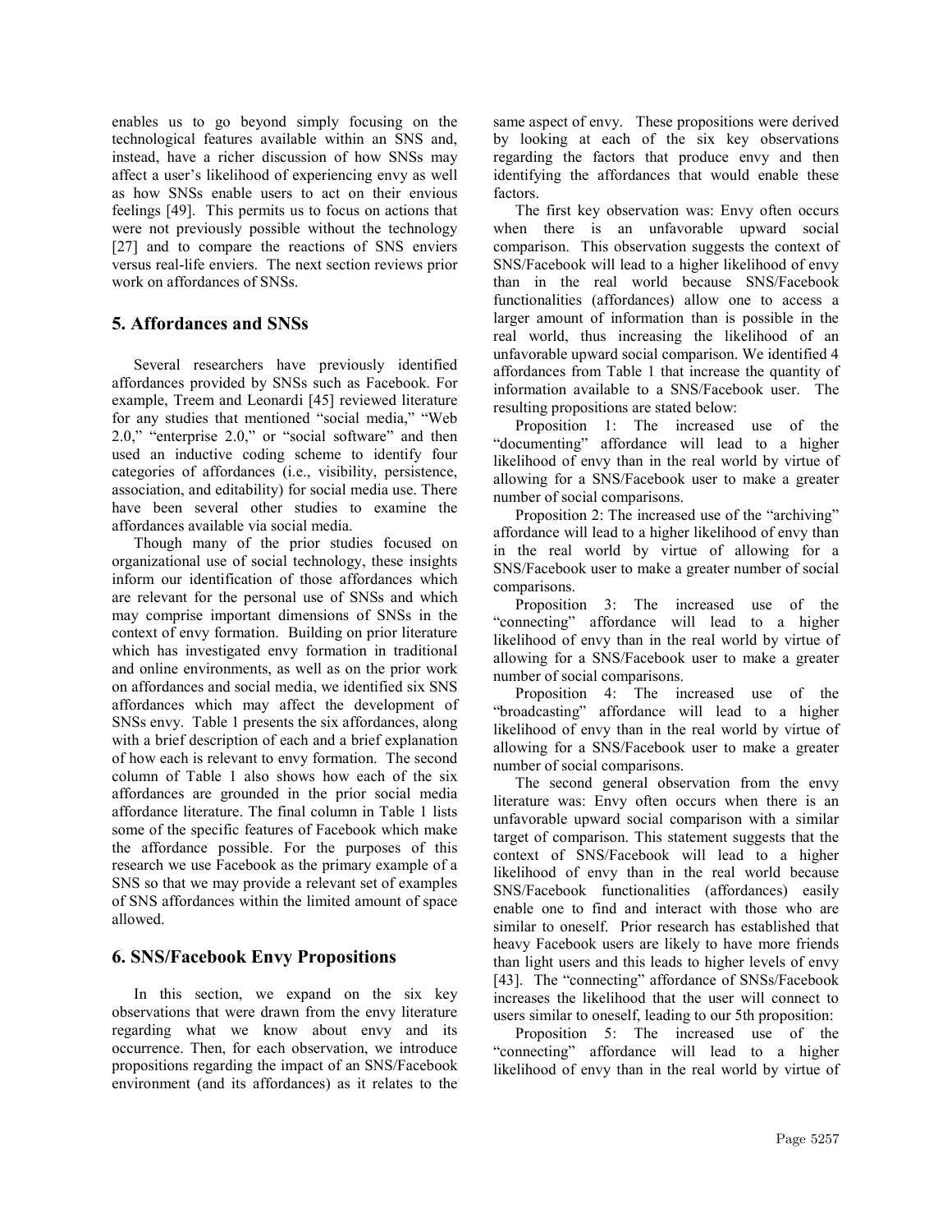enables us to go beyond simply focusing on the technological features available within an SNS and, instead, have a richer discussion of how SNSs may affect a user's likelihood of experiencing envy as well as how SNSs enable users to act on their envious feelings [49]. This permits us to focus on actions that were not previously possible without the technology [27] and to compare the reactions of SNS enviers versus real-life enviers. The next section reviews prior work on affordances of SNSs.

## 5. Affordances and SNSs

Several researchers have previously identified affordances provided by SNSs such as Facebook. For example, Treem and Leonardi [45] reviewed literature for any studies that mentioned "social media," "Web 2.0," "enterprise 2.0," or "social software" and then used an inductive coding scheme to identify four categories of affordances (i.e., visibility, persistence, association, and editability) for social media use. There have been several other studies to examine the affordances available via social media.

Though many of the prior studies focused on organizational use of social technology, these insights inform our identification of those affordances which are relevant for the personal use of SNSs and which may comprise important dimensions of SNSs in the context of envy formation. Building on prior literature which has investigated envy formation in traditional and online environments, as well as on the prior work on affordances and social media, we identified six SNS affordances which may affect the development of SNSs envy. Table 1 presents the six affordances, along with a brief description of each and a brief explanation of how each is relevant to envy formation. The second column of Table 1 also shows how each of the six affordances are grounded in the prior social media affordance literature. The final column in Table 1 lists some of the specific features of Facebook which make the affordance possible. For the purposes of this research we use Facebook as the primary example of a SNS so that we may provide a relevant set of examples of SNS affordances within the limited amount of space allowed.

## 6. SNS/Facebook Envy Propositions

In this section, we expand on the six key observations that were drawn from the envy literature regarding what we know about envy and its occurrence. Then, for each observation, we introduce propositions regarding the impact of an SNS/Facebook environment (and its affordances) as it relates to the same aspect of envy. These propositions were derived by looking at each of the six key observations regarding the factors that produce envy and then identifying the affordances that would enable these factors.

The first key observation was: Envy often occurs when there is an unfavorable upward social comparison. This observation suggests the context of SNS/Facebook will lead to a higher likelihood of envy than in the real world because SNS/Facebook functionalities (affordances) allow one to access a larger amount of information than is possible in the real world, thus increasing the likelihood of an unfavorable upward social comparison. We identified 4 affordances from Table 1 that increase the quantity of information available to a SNS/Facebook user. The resulting propositions are stated below:

Proposition 1: The increased use of the "documenting" affordance will lead to a higher likelihood of envy than in the real world by virtue of allowing for a SNS/Facebook user to make a greater number of social comparisons.

Proposition 2: The increased use of the "archiving" affordance will lead to a higher likelihood of envy than in the real world by virtue of allowing for a SNS/Facebook user to make a greater number of social comparisons.

Proposition 3: The increased use of the "connecting" affordance will lead to a higher likelihood of envy than in the real world by virtue of allowing for a SNS/Facebook user to make a greater number of social comparisons.

Proposition 4: The increased use of the "broadcasting" affordance will lead to a higher likelihood of envy than in the real world by virtue of allowing for a SNS/Facebook user to make a greater number of social comparisons.

The second general observation from the envy literature was: Envy often occurs when there is an unfavorable upward social comparison with a similar target of comparison. This statement suggests that the context of SNS/Facebook will lead to a higher likelihood of envy than in the real world because SNS/Facebook functionalities (affordances) easily enable one to find and interact with those who are similar to oneself. Prior research has established that heavy Facebook users are likely to have more friends than light users and this leads to higher levels of envy [43]. The "connecting" affordance of SNSs/Facebook increases the likelihood that the user will connect to users similar to oneself, leading to our 5th proposition:

Proposition 5: The increased use of the "connecting" affordance will lead to a higher likelihood of envy than in the real world by virtue of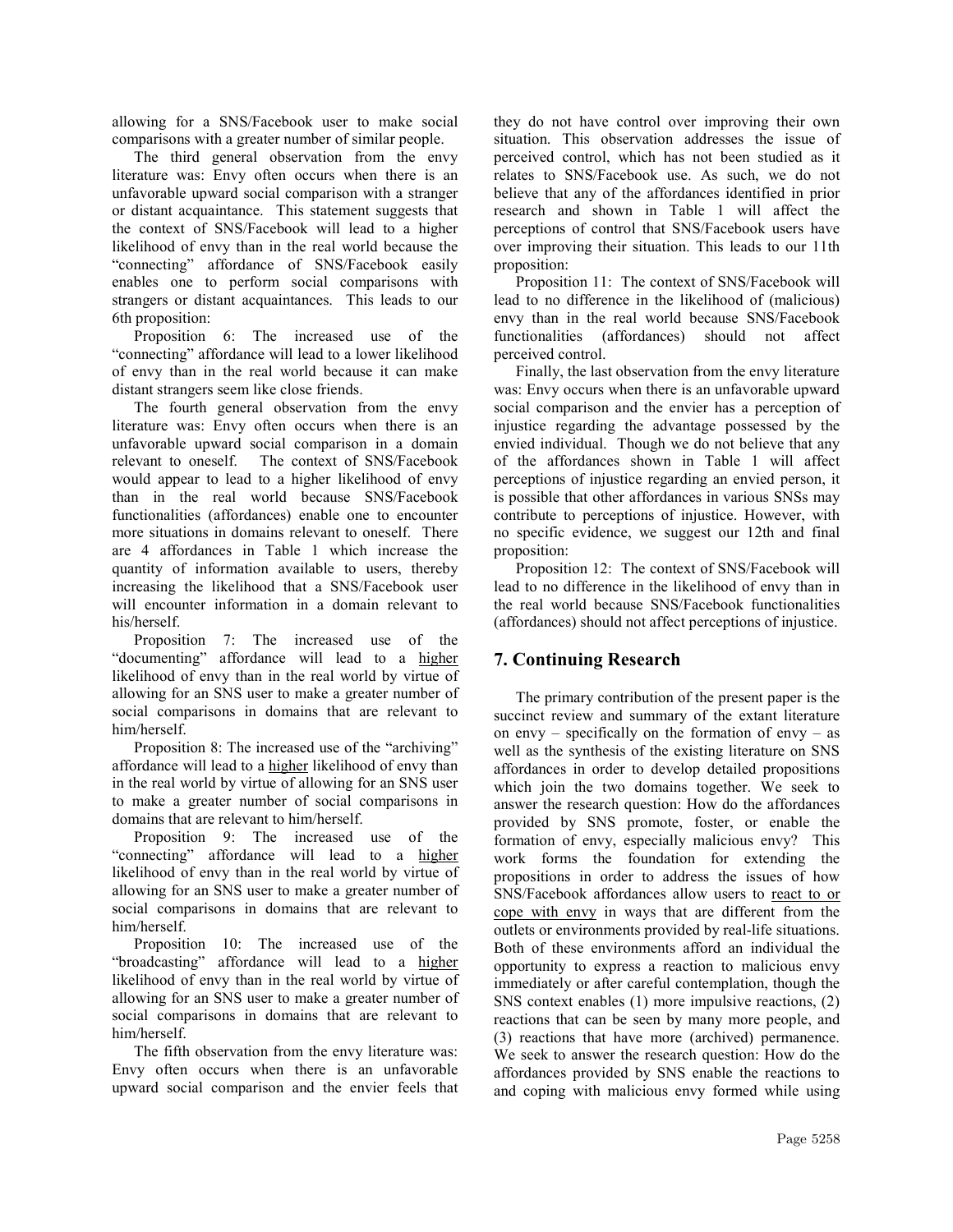allowing for a SNS/Facebook user to make social comparisons with a greater number of similar people.

The third general observation from the envy literature was: Envy often occurs when there is an unfavorable upward social comparison with a stranger or distant acquaintance. This statement suggests that the context of SNS/Facebook will lead to a higher likelihood of envy than in the real world because the "connecting" affordance of SNS/Facebook easily enables one to perform social comparisons with strangers or distant acquaintances. This leads to our 6th proposition:

Proposition 6: The increased use of the "connecting" affordance will lead to a lower likelihood of envy than in the real world because it can make distant strangers seem like close friends.

The fourth general observation from the envy literature was: Envy often occurs when there is an unfavorable upward social comparison in a domain relevant to oneself. The context of SNS/Facebook would appear to lead to a higher likelihood of envy than in the real world because SNS/Facebook functionalities (affordances) enable one to encounter more situations in domains relevant to oneself. There are 4 affordances in Table 1 which increase the quantity of information available to users, thereby increasing the likelihood that a SNS/Facebook user will encounter information in a domain relevant to his/herself.

Proposition 7: The increased use of the "documenting" affordance will lead to a <u>higher</u> likelihood of envy than in the real world by virtue of allowing for an SNS user to make a greater number of social comparisons in domains that are relevant to him/herself.

Proposition 8: The increased use of the "archiving" affordance will lead to a <u>higher</u> likelihood of envy than in the real world by virtue of allowing for an SNS user to make a greater number of social comparisons in domains that are relevant to him/herself.

Proposition 9: The increased use of the "connecting" affordance will lead to a <u>higher</u> likelihood of envy than in the real world by virtue of allowing for an SNS user to make a greater number of social comparisons in domains that are relevant to him/herself.

Proposition 10: The increased use of the "broadcasting" affordance will lead to a <u>higher</u> likelihood of envy than in the real world by virtue of allowing for an SNS user to make a greater number of social comparisons in domains that are relevant to him/herself.

The fifth observation from the envy literature was: Envy often occurs when there is an unfavorable upward social comparison and the envier feels that they do not have control over improving their own situation. This observation addresses the issue of perceived control, which has not been studied as it relates to SNS/Facebook use. As such, we do not believe that any of the affordances identified in prior research and shown in Table 1 will affect the perceptions of control that SNS/Facebook users have over improving their situation. This leads to our 11th proposition:

Proposition 11: The context of SNS/Facebook will lead to no difference in the likelihood of (malicious) envy than in the real world because SNS/Facebook functionalities (affordances) should not affect perceived control.

Finally, the last observation from the envy literature was: Envy occurs when there is an unfavorable upward social comparison and the envier has a perception of injustice regarding the advantage possessed by the envied individual. Though we do not believe that any of the affordances shown in Table 1 will affect perceptions of injustice regarding an envied person, it is possible that other affordances in various SNSs may contribute to perceptions of injustice. However, with no specific evidence, we suggest our 12th and final proposition:

Proposition 12: The context of SNS/Facebook will lead to no difference in the likelihood of envy than in the real world because SNS/Facebook functionalities (affordances) should not affect perceptions of injustice.

## 7. Continuing Research

The primary contribution of the present paper is the succinct review and summary of the extant literature on envy – specifically on the formation of envy – as well as the synthesis of the existing literature on SNS affordances in order to develop detailed propositions which join the two domains together. We seek to answer the research question: How do the affordances provided by SNS promote, foster, or enable the formation of envy, especially malicious envy? This work forms the foundation for extending the propositions in order to address the issues of how SNS/Facebook affordances allow users to <u>react to or cope with envy</u> in ways that are different from the outlets or environments provided by real-life situations. Both of these environments afford an individual the opportunity to express a reaction to malicious envy immediately or after careful contemplation, though the SNS context enables (1) more impulsive reactions, (2) reactions that can be seen by many more people, and (3) reactions that have more (archived) permanence. We seek to answer the research question: How do the affordances provided by SNS enable the reactions to and coping with malicious envy formed while using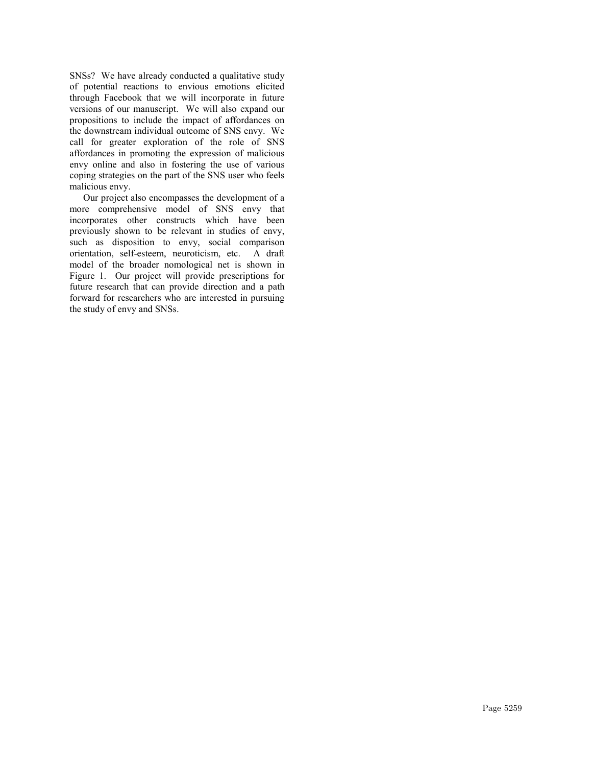SNSs? We have already conducted a qualitative study of potential reactions to envious emotions elicited through Facebook that we will incorporate in future versions of our manuscript. We will also expand our propositions to include the impact of affordances on the downstream individual outcome of SNS envy. We call for greater exploration of the role of SNS affordances in promoting the expression of malicious envy online and also in fostering the use of various coping strategies on the part of the SNS user who feels malicious envy.

Our project also encompasses the development of a more comprehensive model of SNS envy that incorporates other constructs which have been previously shown to be relevant in studies of envy, such as disposition to envy, social comparison orientation, self-esteem, neuroticism, etc. A draft model of the broader nomological net is shown in Figure 1. Our project will provide prescriptions for future research that can provide direction and a path forward for researchers who are interested in pursuing the study of envy and SNSs.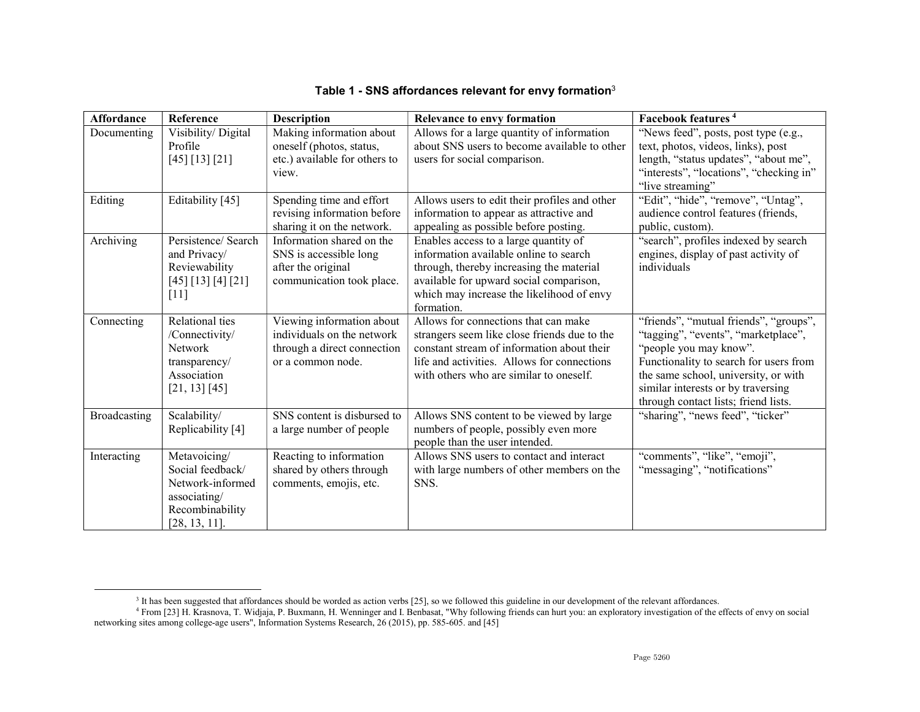**Table 1 - SNS affordances relevant for envy formation**[3]

| Affordance | Reference | Description | Relevance to envy formation | Facebook features [4] |
|---|---|---|---|---|
| Documenting | Visibility/ Digital Profile [45] [13] [21] | Making information about oneself (photos, status, etc.) available for others to view. | Allows for a large quantity of information about SNS users to become available to other users for social comparison. | "News feed", posts, post type (e.g., text, photos, videos, links), post length, "status updates", "about me", "interests", "locations", "checking in" "live streaming" |
| Editing | Editability [45] | Spending time and effort revising information before sharing it on the network. | Allows users to edit their profiles and other information to appear as attractive and appealing as possible before posting. | "Edit", "hide", "remove", "Untag", audience control features (friends, public, custom). |
| Archiving | Persistence/ Search and Privacy/ Reviewability [45] [13] [4] [21] [11] | Information shared on the SNS is accessible long after the original communication took place. | Enables access to a large quantity of information available online to search through, thereby increasing the material available for upward social comparison, which may increase the likelihood of envy formation. | "search", profiles indexed by search engines, display of past activity of individuals |
| Connecting | Relational ties /Connectivity/ Network transparency/ Association [21, 13] [45] | Viewing information about individuals on the network through a direct connection or a common node. | Allows for connections that can make strangers seem like close friends due to the constant stream of information about their life and activities. Allows for connections with others who are similar to oneself. | "friends", "mutual friends", "groups", "tagging", "events", "marketplace", "people you may know". Functionality to search for users from the same school, university, or with similar interests or by traversing through contact lists; friend lists. |
| Broadcasting | Scalability/ Replicability [4] | SNS content is disbursed to a large number of people | Allows SNS content to be viewed by large numbers of people, possibly even more people than the user intended. | "sharing", "news feed", "ticker" |
| Interacting | Metavoicing/ Social feedback/ Network-informed associating/ Recombinability [28, 13, 11]. | Reacting to information shared by others through comments, emojis, etc. | Allows SNS users to contact and interact with large numbers of other members on the SNS. | "comments", "like", "emoji", "messaging", "notifications" |

[3] It has been suggested that affordances should be worded as action verbs [25], so we followed this guideline in our development of the relevant affordances.

[4] From [23] H. Krasnova, T. Widjaja, P. Buxmann, H. Wenninger and I. Benbasat, "Why following friends can hurt you: an exploratory investigation of the effects of envy on social networking sites among college-age users", Information Systems Research, 26 (2015), pp. 585-605. and [45]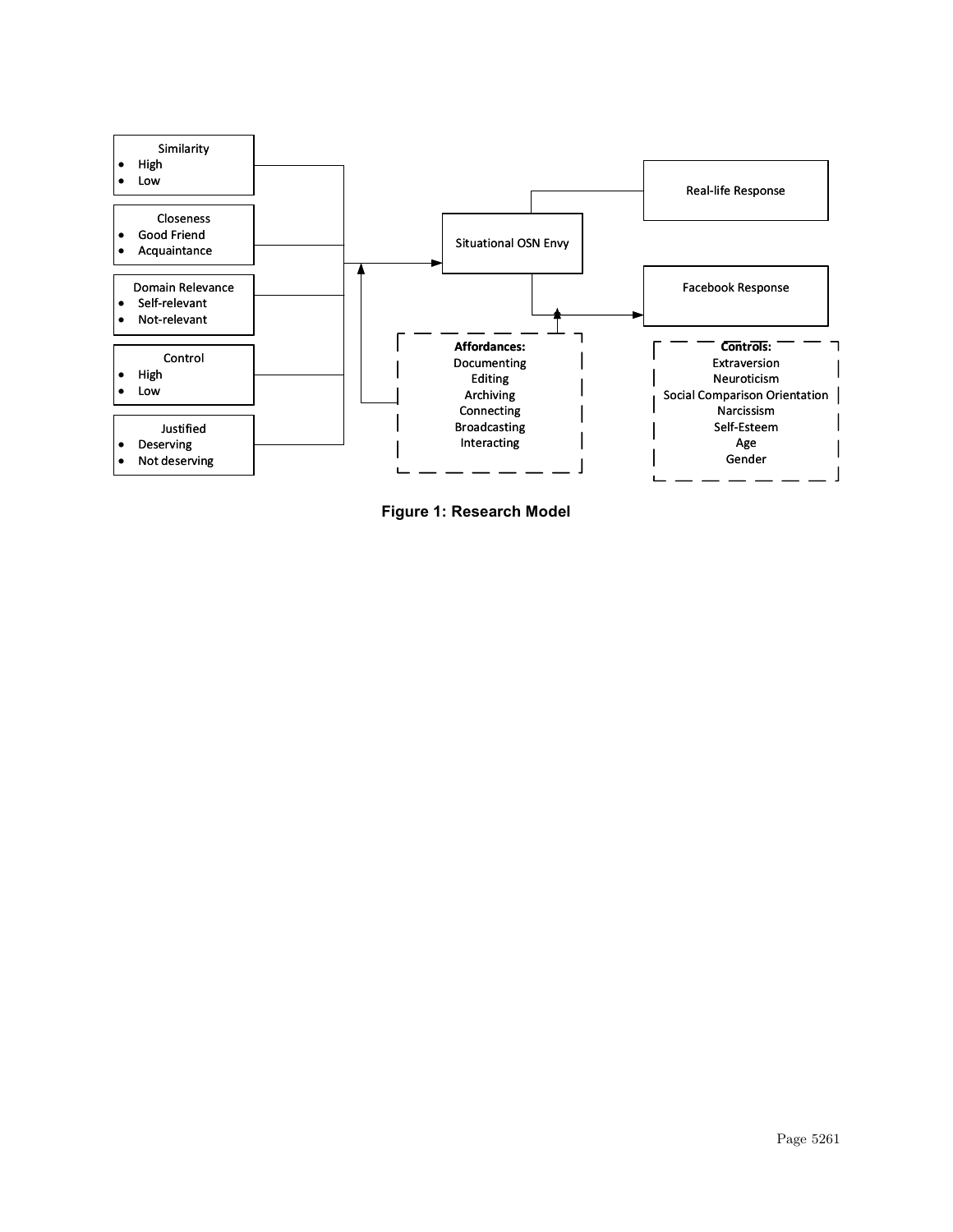| Similarity |
| --- |
| • High |
| • Low |

| Closeness |
| --- |
| • Good Friend |
| • Acquaintance |

| Domain Relevance |
| --- |
| • Self-relevant |
| • Not-relevant |

| Control |
| --- |
| • High |
| • Low |

| Justified |
| --- |
| • Deserving |
| • Not deserving |

Situational OSN Envy

Real-life Response

Facebook Response

**Affordances:**
Documenting
Editing
Archiving
Connecting
Broadcasting
Interacting

**Controls:**
Extraversion
Neuroticism
Social Comparison Orientation
Narcissism
Self-Esteem
Age
Gender

**Figure 1: Research Model**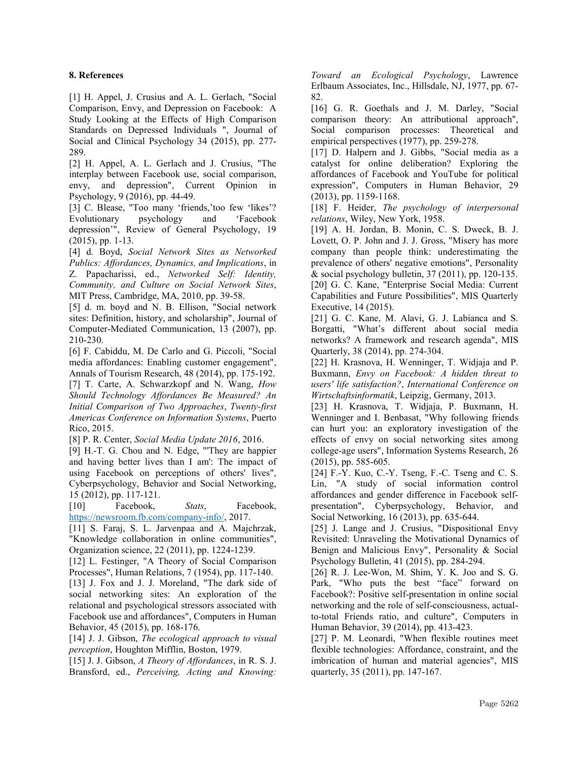### 8. References

[1] H. Appel, J. Crusius and A. L. Gerlach, "Social Comparison, Envy, and Depression on Facebook: A Study Looking at the Effects of High Comparison Standards on Depressed Individuals ", Journal of Social and Clinical Psychology 34 (2015), pp. 277-289.

[2] H. Appel, A. L. Gerlach and J. Crusius, "The interplay between Facebook use, social comparison, envy, and depression", Current Opinion in Psychology, 9 (2016), pp. 44-49.

[3] C. Blease, "Too many 'friends,'too few 'likes'? Evolutionary psychology and 'Facebook depression'", Review of General Psychology, 19 (2015), pp. 1-13.

[4] d. Boyd, *Social Network Sites as Networked Publics: Affordances, Dynamics, and Implications*, in Z. Papacharissi, ed., *Networked Self: Identity, Community, and Culture on Social Network Sites*, MIT Press, Cambridge, MA, 2010, pp. 39-58.

[5] d. m. boyd and N. B. Ellison, "Social network sites: Definition, history, and scholarship", Journal of Computer-Mediated Communication, 13 (2007), pp. 210-230.

[6] F. Cabiddu, M. De Carlo and G. Piccoli, "Social media affordances: Enabling customer engagement", Annals of Tourism Research, 48 (2014), pp. 175-192.

[7] T. Carte, A. Schwarzkopf and N. Wang, *How Should Technology Affordances Be Measured? An Initial Comparison of Two Approaches*, *Twenty-first Americas Conference on Information Systems*, Puerto Rico, 2015.

[8] P. R. Center, *Social Media Update 2016*, 2016.

[9] H.-T. G. Chou and N. Edge, "'They are happier and having better lives than I am': The impact of using Facebook on perceptions of others' lives", Cyberpsychology, Behavior and Social Networking, 15 (2012), pp. 117-121.

[10] Facebook, *Stats*, Facebook, https://newsroom.fb.com/company-info/, 2017.

[11] S. Faraj, S. L. Jarvenpaa and A. Majchrzak, "Knowledge collaboration in online communities", Organization science, 22 (2011), pp. 1224-1239.

[12] L. Festinger, "A Theory of Social Comparison Processes", Human Relations, 7 (1954), pp. 117-140.

[13] J. Fox and J. J. Moreland, "The dark side of social networking sites: An exploration of the relational and psychological stressors associated with Facebook use and affordances", Computers in Human Behavior, 45 (2015), pp. 168-176.

[14] J. J. Gibson, *The ecological approach to visual perception*, Houghton Mifflin, Boston, 1979.

[15] J. J. Gibson, *A Theory of Affordances*, in R. S. J. Bransford, ed., *Perceiving, Acting and Knowing: Toward an Ecological Psychology*, Lawrence Erlbaum Associates, Inc., Hillsdale, NJ, 1977, pp. 67-82.

[16] G. R. Goethals and J. M. Darley, "Social comparison theory: An attributional approach", Social comparison processes: Theoretical and empirical perspectives (1977), pp. 259-278.

[17] D. Halpern and J. Gibbs, "Social media as a catalyst for online deliberation? Exploring the affordances of Facebook and YouTube for political expression", Computers in Human Behavior, 29 (2013), pp. 1159-1168.

[18] F. Heider, *The psychology of interpersonal relations*, Wiley, New York, 1958.

[19] A. H. Jordan, B. Monin, C. S. Dweck, B. J. Lovett, O. P. John and J. J. Gross, "Misery has more company than people think: underestimating the prevalence of others' negative emotions", Personality & social psychology bulletin, 37 (2011), pp. 120-135.

[20] G. C. Kane, "Enterprise Social Media: Current Capabilities and Future Possibilities", MIS Quarterly Executive, 14 (2015).

[21] G. C. Kane, M. Alavi, G. J. Labianca and S. Borgatti, "What's different about social media networks? A framework and research agenda", MIS Quarterly, 38 (2014), pp. 274-304.

[22] H. Krasnova, H. Wenninger, T. Widjaja and P. Buxmann, *Envy on Facebook: A hidden threat to users' life satisfaction?*, *International Conference on Wirtschaftsinformatik*, Leipzig, Germany, 2013.

[23] H. Krasnova, T. Widjaja, P. Buxmann, H. Wenninger and I. Benbasat, "Why following friends can hurt you: an exploratory investigation of the effects of envy on social networking sites among college-age users", Information Systems Research, 26 (2015), pp. 585-605.

[24] F.-Y. Kuo, C.-Y. Tseng, F.-C. Tseng and C. S. Lin, "A study of social information control affordances and gender difference in Facebook self-presentation", Cyberpsychology, Behavior, and Social Networking, 16 (2013), pp. 635-644.

[25] J. Lange and J. Crusius, "Dispositional Envy Revisited: Unraveling the Motivational Dynamics of Benign and Malicious Envy", Personality & Social Psychology Bulletin, 41 (2015), pp. 284-294.

[26] R. J. Lee-Won, M. Shim, Y. K. Joo and S. G. Park, "Who puts the best "face" forward on Facebook?: Positive self-presentation in online social networking and the role of self-consciousness, actual-to-total Friends ratio, and culture", Computers in Human Behavior, 39 (2014), pp. 413-423.

[27] P. M. Leonardi, "When flexible routines meet flexible technologies: Affordance, constraint, and the imbrication of human and material agencies", MIS quarterly, 35 (2011), pp. 147-167.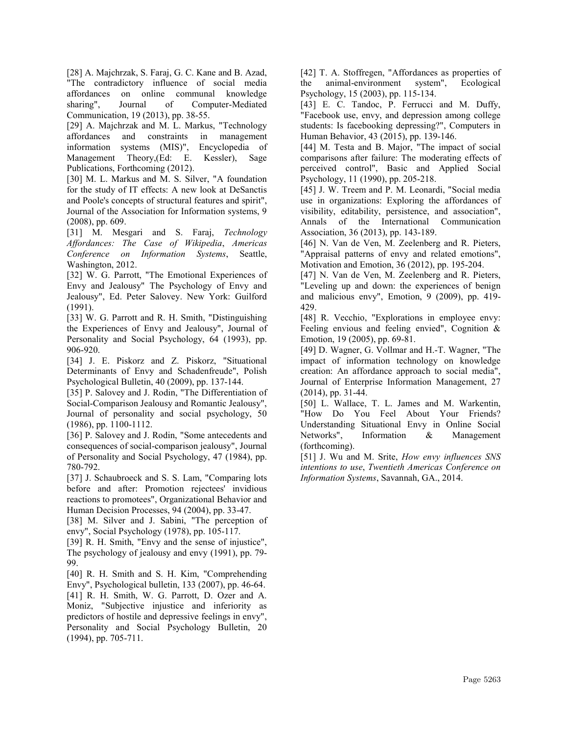[28] A. Majchrzak, S. Faraj, G. C. Kane and B. Azad, "The contradictory influence of social media affordances on online communal knowledge sharing", Journal of Computer-Mediated Communication, 19 (2013), pp. 38-55.

[29] A. Majchrzak and M. L. Markus, "Technology affordances and constraints in management information systems (MIS)", Encyclopedia of Management Theory,(Ed: E. Kessler), Sage Publications, Forthcoming (2012).

[30] M. L. Markus and M. S. Silver, "A foundation for the study of IT effects: A new look at DeSanctis and Poole's concepts of structural features and spirit", Journal of the Association for Information systems, 9 (2008), pp. 609.

[31] M. Mesgari and S. Faraj, *Technology Affordances: The Case of Wikipedia*, *Americas Conference on Information Systems*, Seattle, Washington, 2012.

[32] W. G. Parrott, "The Emotional Experiences of Envy and Jealousy" The Psychology of Envy and Jealousy", Ed. Peter Salovey. New York: Guilford (1991).

[33] W. G. Parrott and R. H. Smith, "Distinguishing the Experiences of Envy and Jealousy", Journal of Personality and Social Psychology, 64 (1993), pp. 906-920.

[34] J. E. Piskorz and Z. Piskorz, "Situational Determinants of Envy and Schadenfreude", Polish Psychological Bulletin, 40 (2009), pp. 137-144.

[35] P. Salovey and J. Rodin, "The Differentiation of Social-Comparison Jealousy and Romantic Jealousy", Journal of personality and social psychology, 50 (1986), pp. 1100-1112.

[36] P. Salovey and J. Rodin, "Some antecedents and consequences of social-comparison jealousy", Journal of Personality and Social Psychology, 47 (1984), pp. 780-792.

[37] J. Schaubroeck and S. S. Lam, "Comparing lots before and after: Promotion rejectees' invidious reactions to promotees", Organizational Behavior and Human Decision Processes, 94 (2004), pp. 33-47.

[38] M. Silver and J. Sabini, "The perception of envy", Social Psychology (1978), pp. 105-117.

[39] R. H. Smith, "Envy and the sense of injustice", The psychology of jealousy and envy (1991), pp. 79-99.

[40] R. H. Smith and S. H. Kim, "Comprehending Envy", Psychological bulletin, 133 (2007), pp. 46-64.

[41] R. H. Smith, W. G. Parrott, D. Ozer and A. Moniz, "Subjective injustice and inferiority as predictors of hostile and depressive feelings in envy", Personality and Social Psychology Bulletin, 20 (1994), pp. 705-711.

[42] T. A. Stoffregen, "Affordances as properties of the animal-environment system", Ecological Psychology, 15 (2003), pp. 115-134.

[43] E. C. Tandoc, P. Ferrucci and M. Duffy, "Facebook use, envy, and depression among college students: Is facebooking depressing?", Computers in Human Behavior, 43 (2015), pp. 139-146.

[44] M. Testa and B. Major, "The impact of social comparisons after failure: The moderating effects of perceived control", Basic and Applied Social Psychology, 11 (1990), pp. 205-218.

[45] J. W. Treem and P. M. Leonardi, "Social media use in organizations: Exploring the affordances of visibility, editability, persistence, and association", Annals of the International Communication Association, 36 (2013), pp. 143-189.

[46] N. Van de Ven, M. Zeelenberg and R. Pieters, "Appraisal patterns of envy and related emotions", Motivation and Emotion, 36 (2012), pp. 195-204.

[47] N. Van de Ven, M. Zeelenberg and R. Pieters, "Leveling up and down: the experiences of benign and malicious envy", Emotion, 9 (2009), pp. 419-429.

[48] R. Vecchio, "Explorations in employee envy: Feeling envious and feeling envied", Cognition & Emotion, 19 (2005), pp. 69-81.

[49] D. Wagner, G. Vollmar and H.-T. Wagner, "The impact of information technology on knowledge creation: An affordance approach to social media", Journal of Enterprise Information Management, 27 (2014), pp. 31-44.

[50] L. Wallace, T. L. James and M. Warkentin, "How Do You Feel About Your Friends? Understanding Situational Envy in Online Social Networks", Information & Management (forthcoming).

[51] J. Wu and M. Srite, *How envy influences SNS intentions to use*, *Twentieth Americas Conference on Information Systems*, Savannah, GA., 2014.